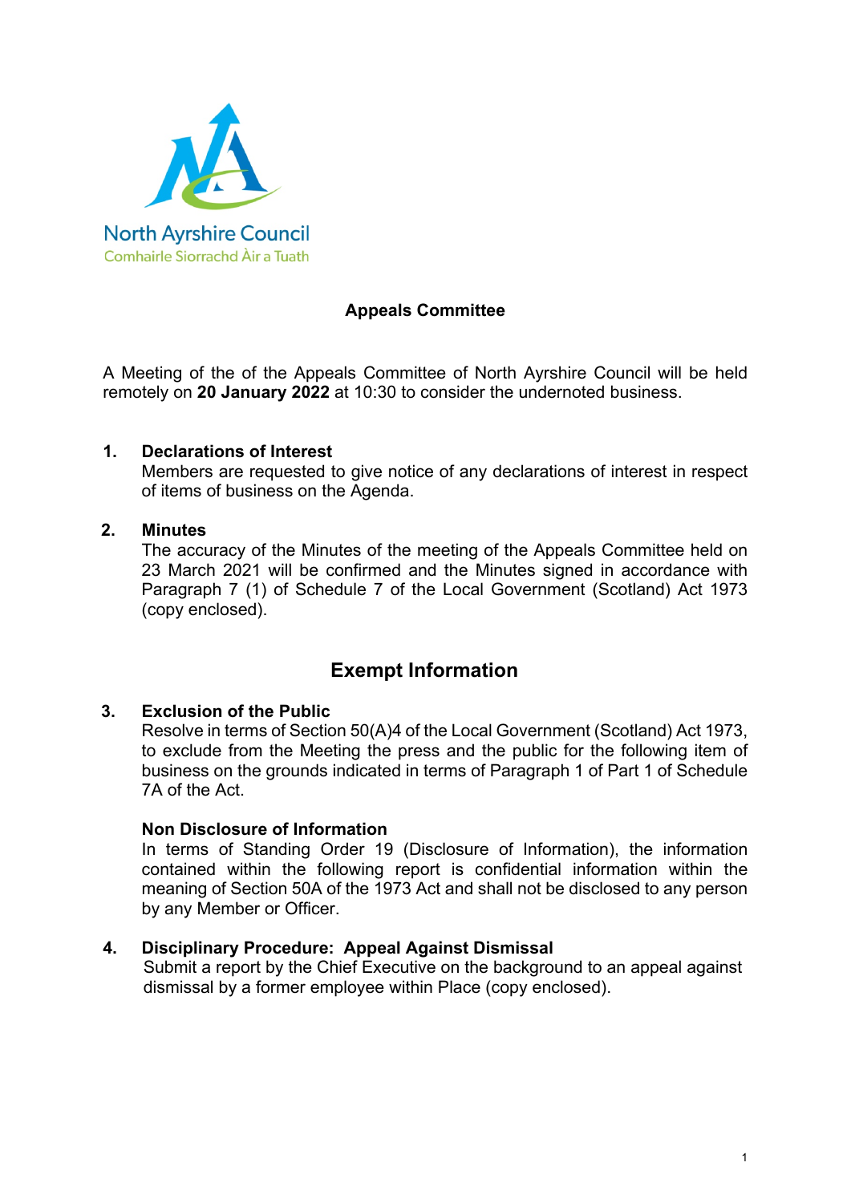North Ayrshire Council
Comhairle Siorrachd Àir a Tuath

## Appeals Committee

A Meeting of the of the Appeals Committee of North Ayrshire Council will be held remotely on **20 January 2022** at 10:30 to consider the undernoted business.

**1. Declarations of Interest**
Members are requested to give notice of any declarations of interest in respect of items of business on the Agenda.

**2. Minutes**
The accuracy of the Minutes of the meeting of the Appeals Committee held on 23 March 2021 will be confirmed and the Minutes signed in accordance with Paragraph 7 (1) of Schedule 7 of the Local Government (Scotland) Act 1973 (copy enclosed).

## Exempt Information

**3. Exclusion of the Public**
Resolve in terms of Section 50(A)4 of the Local Government (Scotland) Act 1973, to exclude from the Meeting the press and the public for the following item of business on the grounds indicated in terms of Paragraph 1 of Part 1 of Schedule 7A of the Act.

**Non Disclosure of Information**
In terms of Standing Order 19 (Disclosure of Information), the information contained within the following report is confidential information within the meaning of Section 50A of the 1973 Act and shall not be disclosed to any person by any Member or Officer.

**4. Disciplinary Procedure: Appeal Against Dismissal**
Submit a report by the Chief Executive on the background to an appeal against dismissal by a former employee within Place (copy enclosed).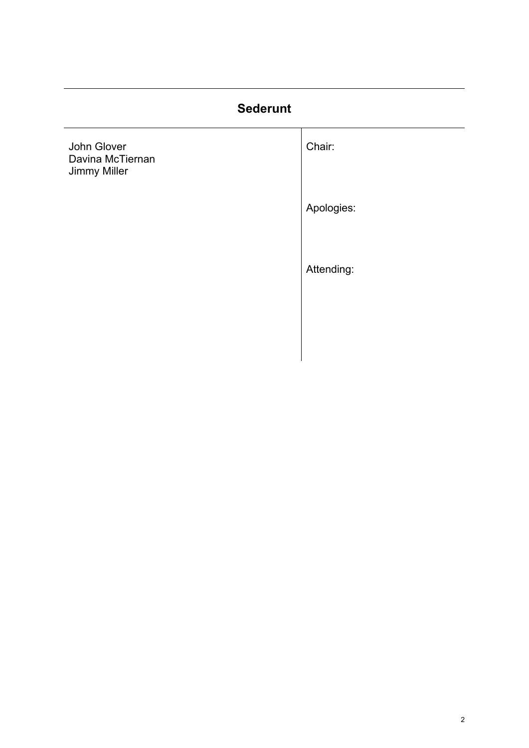## Sederunt

| | |
|---|---|
| John Glover<br>Davina McTiernan<br>Jimmy Miller | Chair: |
| | Apologies: |
| | Attending: |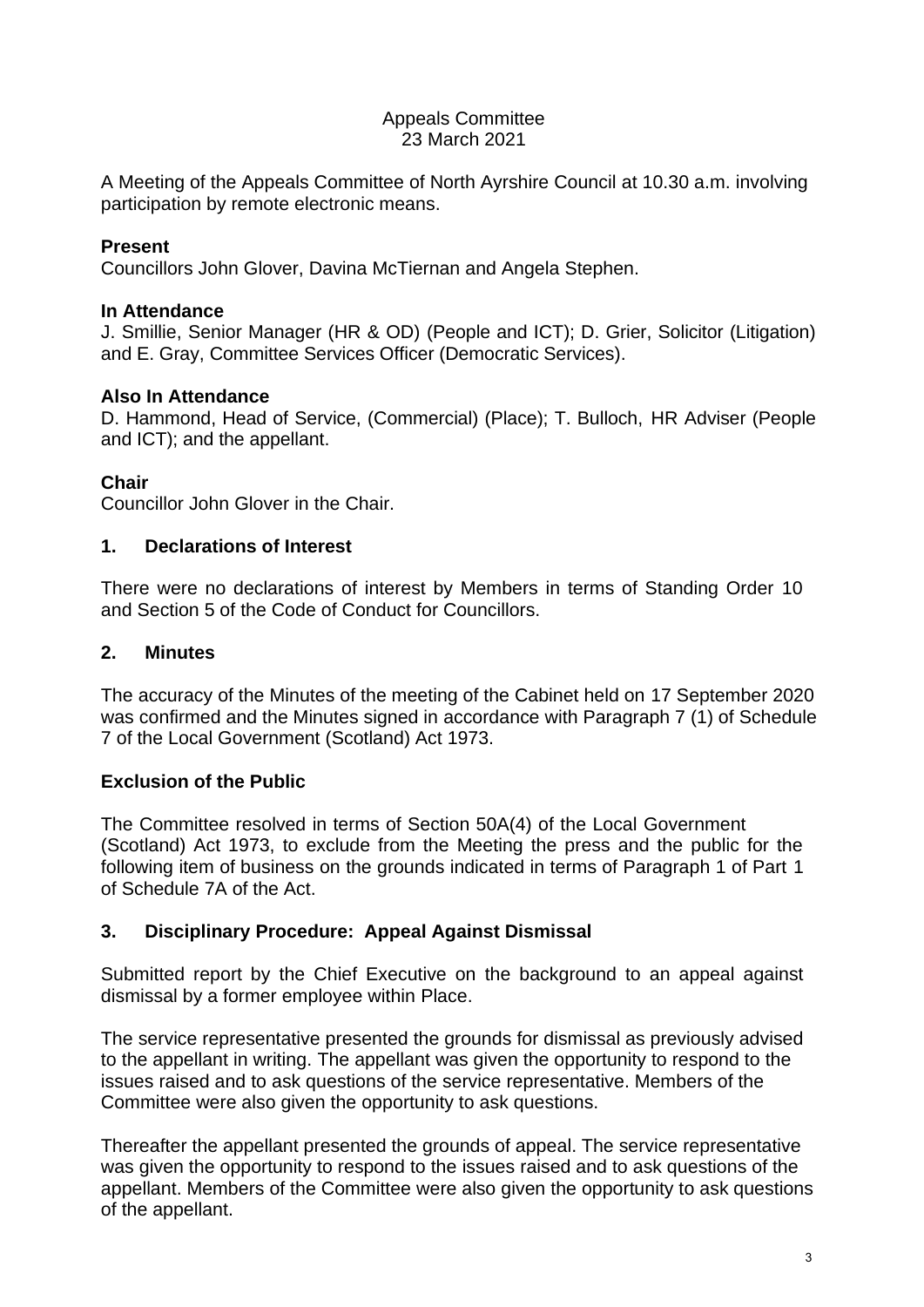Appeals Committee
23 March 2021

A Meeting of the Appeals Committee of North Ayrshire Council at 10.30 a.m. involving participation by remote electronic means.

**Present**
Councillors John Glover, Davina McTiernan and Angela Stephen.

**In Attendance**
J. Smillie, Senior Manager (HR & OD) (People and ICT); D. Grier, Solicitor (Litigation) and E. Gray, Committee Services Officer (Democratic Services).

**Also In Attendance**
D. Hammond, Head of Service, (Commercial) (Place); T. Bulloch, HR Adviser (People and ICT); and the appellant.

**Chair**
Councillor John Glover in the Chair.

## 1. Declarations of Interest

There were no declarations of interest by Members in terms of Standing Order 10 and Section 5 of the Code of Conduct for Councillors.

## 2. Minutes

The accuracy of the Minutes of the meeting of the Cabinet held on 17 September 2020 was confirmed and the Minutes signed in accordance with Paragraph 7 (1) of Schedule 7 of the Local Government (Scotland) Act 1973.

## Exclusion of the Public

The Committee resolved in terms of Section 50A(4) of the Local Government (Scotland) Act 1973, to exclude from the Meeting the press and the public for the following item of business on the grounds indicated in terms of Paragraph 1 of Part 1 of Schedule 7A of the Act.

## 3. Disciplinary Procedure: Appeal Against Dismissal

Submitted report by the Chief Executive on the background to an appeal against dismissal by a former employee within Place.

The service representative presented the grounds for dismissal as previously advised to the appellant in writing. The appellant was given the opportunity to respond to the issues raised and to ask questions of the service representative. Members of the Committee were also given the opportunity to ask questions.

Thereafter the appellant presented the grounds of appeal. The service representative was given the opportunity to respond to the issues raised and to ask questions of the appellant. Members of the Committee were also given the opportunity to ask questions of the appellant.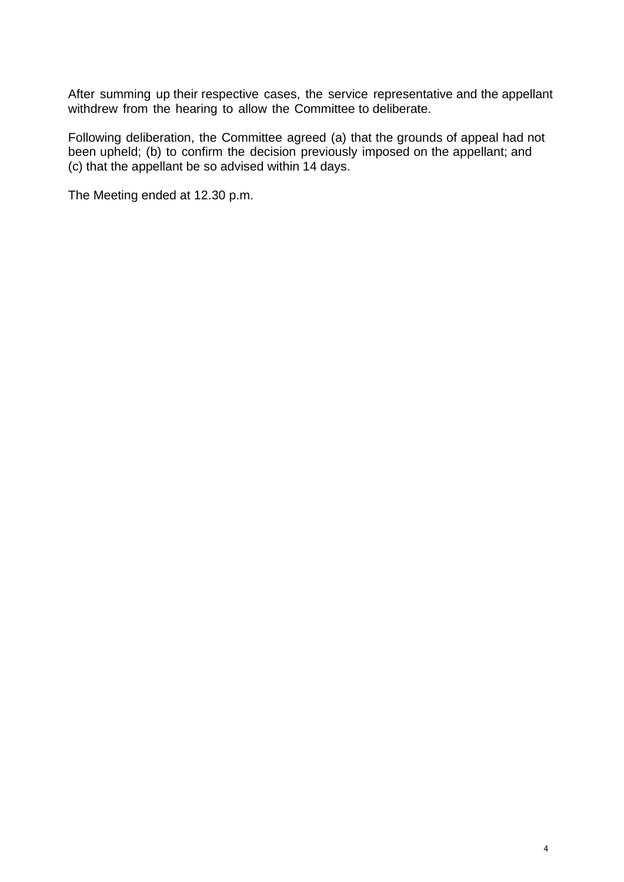After summing up their respective cases, the service representative and the appellant withdrew from the hearing to allow the Committee to deliberate.

Following deliberation, the Committee agreed (a) that the grounds of appeal had not been upheld; (b) to confirm the decision previously imposed on the appellant; and (c) that the appellant be so advised within 14 days.

The Meeting ended at 12.30 p.m.